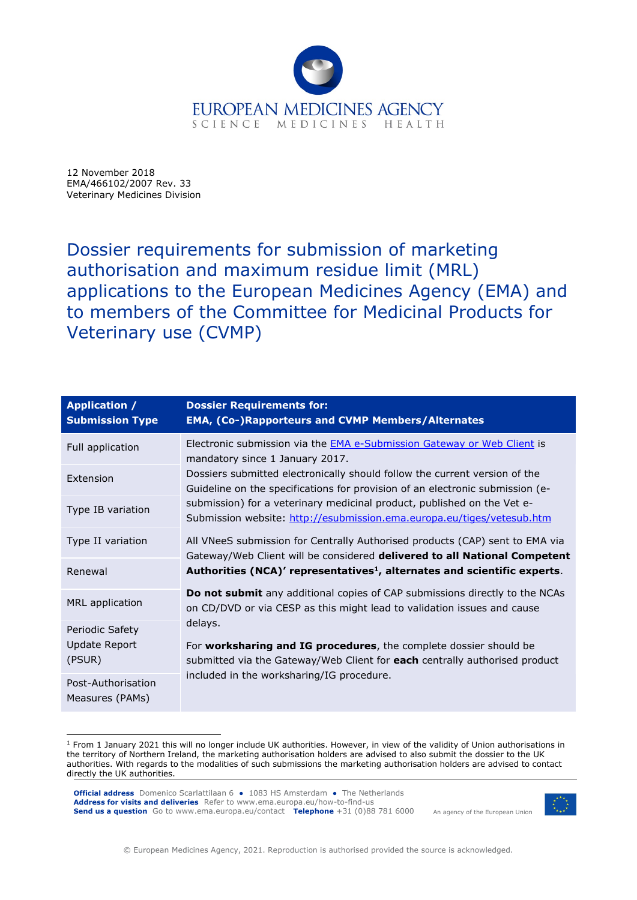12 November 2018
EMA/466102/2007 Rev. 33
Veterinary Medicines Division

# Dossier requirements for submission of marketing authorisation and maximum residue limit (MRL) applications to the European Medicines Agency (EMA) and to members of the Committee for Medicinal Products for Veterinary use (CVMP)

| Application / Submission Type | Dossier Requirements for: EMA, (Co-)Rapporteurs and CVMP Members/Alternates |
|---|---|
| Full application<br>Extension<br>Type IB variation<br>Type II variation<br>Renewal<br>MRL application<br>Periodic Safety Update Report (PSUR)<br>Post-Authorisation Measures (PAMs) | Electronic submission via the [EMA e-Submission Gateway or Web Client](#) is mandatory since 1 January 2017.<br>Dossiers submitted electronically should follow the current version of the Guideline on the specifications for provision of an electronic submission (e-submission) for a veterinary medicinal product, published on the Vet e-Submission website: [http://esubmission.ema.europa.eu/tiges/vetesub.htm](http://esubmission.ema.europa.eu/tiges/vetesub.htm)<br><br>All VNeeS submission for Centrally Authorised products (CAP) sent to EMA via Gateway/Web Client will be considered **delivered to all National Competent Authorities (NCA)' representatives[1], alternates and scientific experts**.<br><br>**Do not submit** any additional copies of CAP submissions directly to the NCAs on CD/DVD or via CESP as this might lead to validation issues and cause delays.<br><br>For **worksharing and IG procedures**, the complete dossier should be submitted via the Gateway/Web Client for **each** centrally authorised product included in the worksharing/IG procedure. |

[1] From 1 January 2021 this will no longer include UK authorities. However, in view of the validity of Union authorisations in the territory of Northern Ireland, the marketing authorisation holders are advised to also submit the dossier to the UK authorities. With regards to the modalities of such submissions the marketing authorisation holders are advised to contact directly the UK authorities.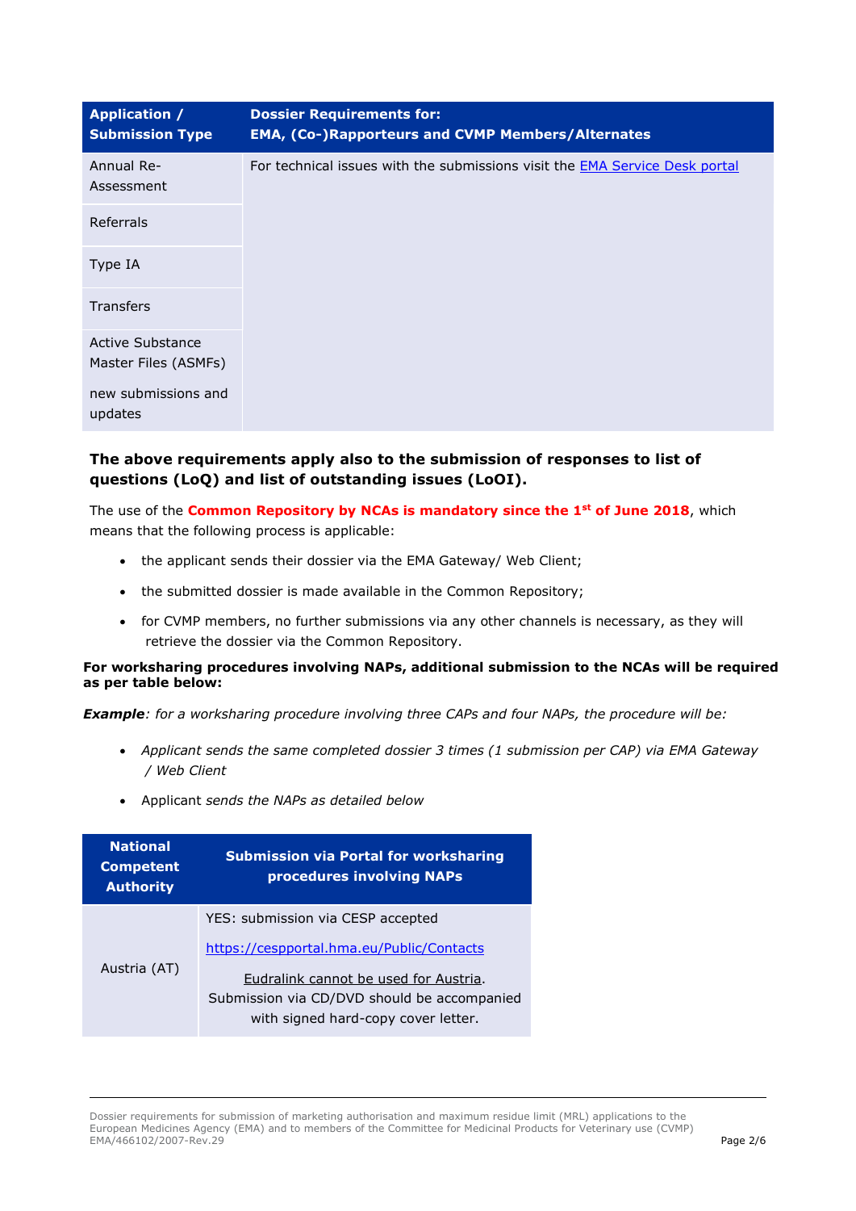| Application / Submission Type | Dossier Requirements for: EMA, (Co-)Rapporteurs and CVMP Members/Alternates |
|---|---|
| Annual Re-Assessment | For technical issues with the submissions visit the [EMA Service Desk portal](EMA Service Desk portal) |
| Referrals | |
| Type IA | |
| Transfers | |
| Active Substance Master Files (ASMFs) new submissions and updates | |

**The above requirements apply also to the submission of responses to list of questions (LoQ) and list of outstanding issues (LoOI).**

The use of the **Common Repository by NCAs is mandatory since the 1st of June 2018**, which means that the following process is applicable:

- the applicant sends their dossier via the EMA Gateway/ Web Client;
- the submitted dossier is made available in the Common Repository;
- for CVMP members, no further submissions via any other channels is necessary, as they will retrieve the dossier via the Common Repository.

**For worksharing procedures involving NAPs, additional submission to the NCAs will be required as per table below:**

***Example****: for a worksharing procedure involving three CAPs and four NAPs, the procedure will be:*

- *Applicant sends the same completed dossier 3 times (1 submission per CAP) via EMA Gateway / Web Client*
- Applicant *sends the NAPs as detailed below*

| National Competent Authority | Submission via Portal for worksharing procedures involving NAPs |
|---|---|
| Austria (AT) | YES: submission via CESP accepted<br>https://cespportal.hma.eu/Public/Contacts<br>Eudralink cannot be used for Austria. Submission via CD/DVD should be accompanied with signed hard-copy cover letter. |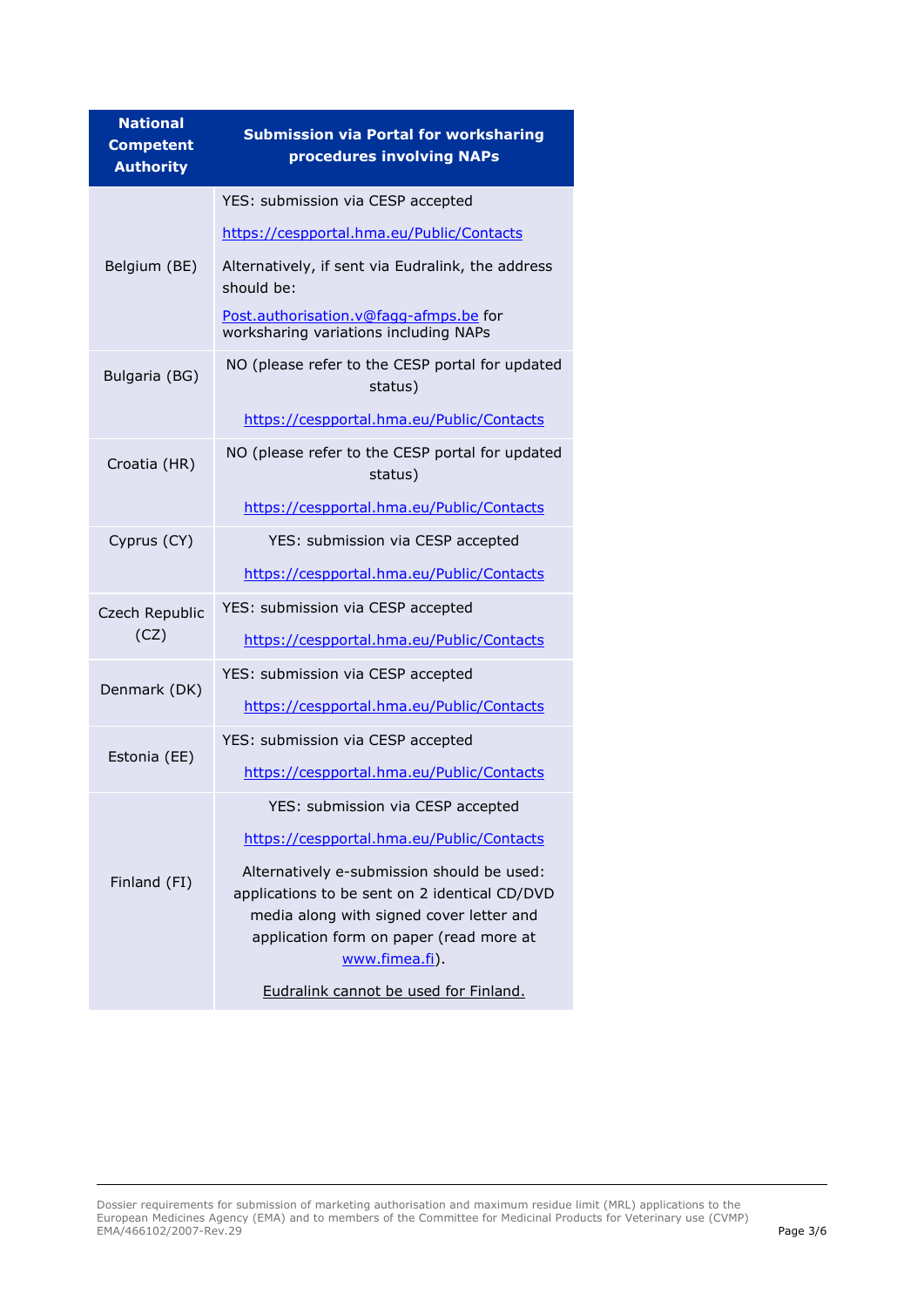| National Competent Authority | Submission via Portal for worksharing procedures involving NAPs |
|---|---|
| Belgium (BE) | YES: submission via CESP accepted<br><br>https://cespportal.hma.eu/Public/Contacts<br><br>Alternatively, if sent via Eudralink, the address should be:<br><br>Post.authorisation.v@fagg-afmps.be for worksharing variations including NAPs |
| Bulgaria (BG) | NO (please refer to the CESP portal for updated status)<br><br>https://cespportal.hma.eu/Public/Contacts |
| Croatia (HR) | NO (please refer to the CESP portal for updated status)<br><br>https://cespportal.hma.eu/Public/Contacts |
| Cyprus (CY) | YES: submission via CESP accepted<br><br>https://cespportal.hma.eu/Public/Contacts |
| Czech Republic (CZ) | YES: submission via CESP accepted<br><br>https://cespportal.hma.eu/Public/Contacts |
| Denmark (DK) | YES: submission via CESP accepted<br><br>https://cespportal.hma.eu/Public/Contacts |
| Estonia (EE) | YES: submission via CESP accepted<br><br>https://cespportal.hma.eu/Public/Contacts |
| Finland (FI) | YES: submission via CESP accepted<br><br>https://cespportal.hma.eu/Public/Contacts<br><br>Alternatively e-submission should be used: applications to be sent on 2 identical CD/DVD media along with signed cover letter and application form on paper (read more at www.fimea.fi).<br><br>Eudralink cannot be used for Finland. |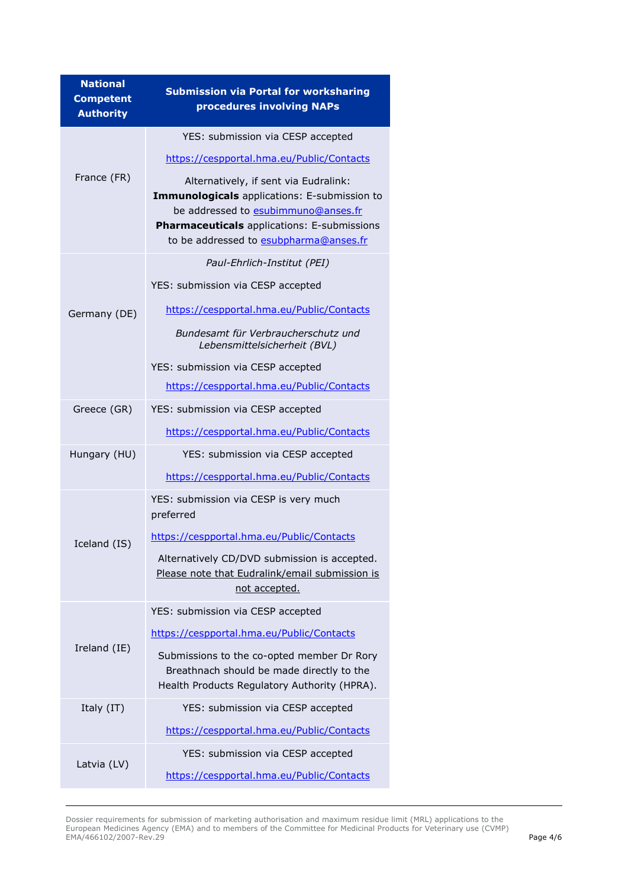| National Competent Authority | Submission via Portal for worksharing procedures involving NAPs |
|---|---|
| France (FR) | YES: submission via CESP accepted<br><br>https://cespportal.hma.eu/Public/Contacts<br><br>Alternatively, if sent via Eudralink: **Immunologicals** applications: E-submission to be addressed to esubimmuno@anses.fr **Pharmaceuticals** applications: E-submissions to be addressed to esubpharma@anses.fr |
| Germany (DE) | *Paul-Ehrlich-Institut (PEI)*<br><br>YES: submission via CESP accepted<br><br>https://cespportal.hma.eu/Public/Contacts<br><br>*Bundesamt für Verbraucherschutz und Lebensmittelsicherheit (BVL)*<br><br>YES: submission via CESP accepted<br><br>https://cespportal.hma.eu/Public/Contacts |
| Greece (GR) | YES: submission via CESP accepted<br><br>https://cespportal.hma.eu/Public/Contacts |
| Hungary (HU) | YES: submission via CESP accepted<br><br>https://cespportal.hma.eu/Public/Contacts |
| Iceland (IS) | YES: submission via CESP is very much preferred<br><br>https://cespportal.hma.eu/Public/Contacts<br><br>Alternatively CD/DVD submission is accepted. Please note that Eudralink/email submission is not accepted. |
| Ireland (IE) | YES: submission via CESP accepted<br><br>https://cespportal.hma.eu/Public/Contacts<br><br>Submissions to the co-opted member Dr Rory Breathnach should be made directly to the Health Products Regulatory Authority (HPRA). |
| Italy (IT) | YES: submission via CESP accepted<br><br>https://cespportal.hma.eu/Public/Contacts |
| Latvia (LV) | YES: submission via CESP accepted<br><br>https://cespportal.hma.eu/Public/Contacts |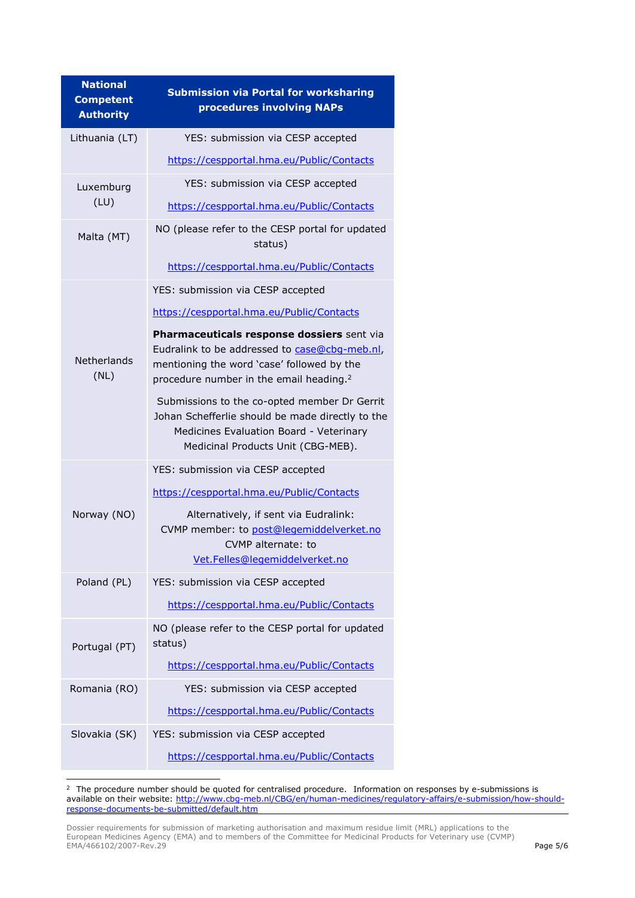| National Competent Authority | Submission via Portal for worksharing procedures involving NAPs |
|---|---|
| Lithuania (LT) | YES: submission via CESP accepted<br><br>https://cespportal.hma.eu/Public/Contacts |
| Luxemburg (LU) | YES: submission via CESP accepted<br><br>https://cespportal.hma.eu/Public/Contacts |
| Malta (MT) | NO (please refer to the CESP portal for updated status)<br><br>https://cespportal.hma.eu/Public/Contacts |
| Netherlands (NL) | YES: submission via CESP accepted<br><br>https://cespportal.hma.eu/Public/Contacts<br><br>**Pharmaceuticals response dossiers** sent via Eudralink to be addressed to case@cbg-meb.nl, mentioning the word 'case' followed by the procedure number in the email heading.[2]<br><br>Submissions to the co-opted member Dr Gerrit Johan Schefferlie should be made directly to the Medicines Evaluation Board - Veterinary Medicinal Products Unit (CBG-MEB). |
| Norway (NO) | YES: submission via CESP accepted<br><br>https://cespportal.hma.eu/Public/Contacts<br><br>Alternatively, if sent via Eudralink:<br>CVMP member: to post@legemiddelverket.no<br>CVMP alternate: to Vet.Felles@legemiddelverket.no |
| Poland (PL) | YES: submission via CESP accepted<br><br>https://cespportal.hma.eu/Public/Contacts |
| Portugal (PT) | NO (please refer to the CESP portal for updated status)<br><br>https://cespportal.hma.eu/Public/Contacts |
| Romania (RO) | YES: submission via CESP accepted<br><br>https://cespportal.hma.eu/Public/Contacts |
| Slovakia (SK) | YES: submission via CESP accepted<br><br>https://cespportal.hma.eu/Public/Contacts |

[2] The procedure number should be quoted for centralised procedure. Information on responses by e-submissions is available on their website: http://www.cbg-meb.nl/CBG/en/human-medicines/regulatory-affairs/e-submission/how-should-response-documents-be-submitted/default.htm

Dossier requirements for submission of marketing authorisation and maximum residue limit (MRL) applications to the European Medicines Agency (EMA) and to members of the Committee for Medicinal Products for Veterinary use (CVMP)
EMA/466102/2007-Rev.29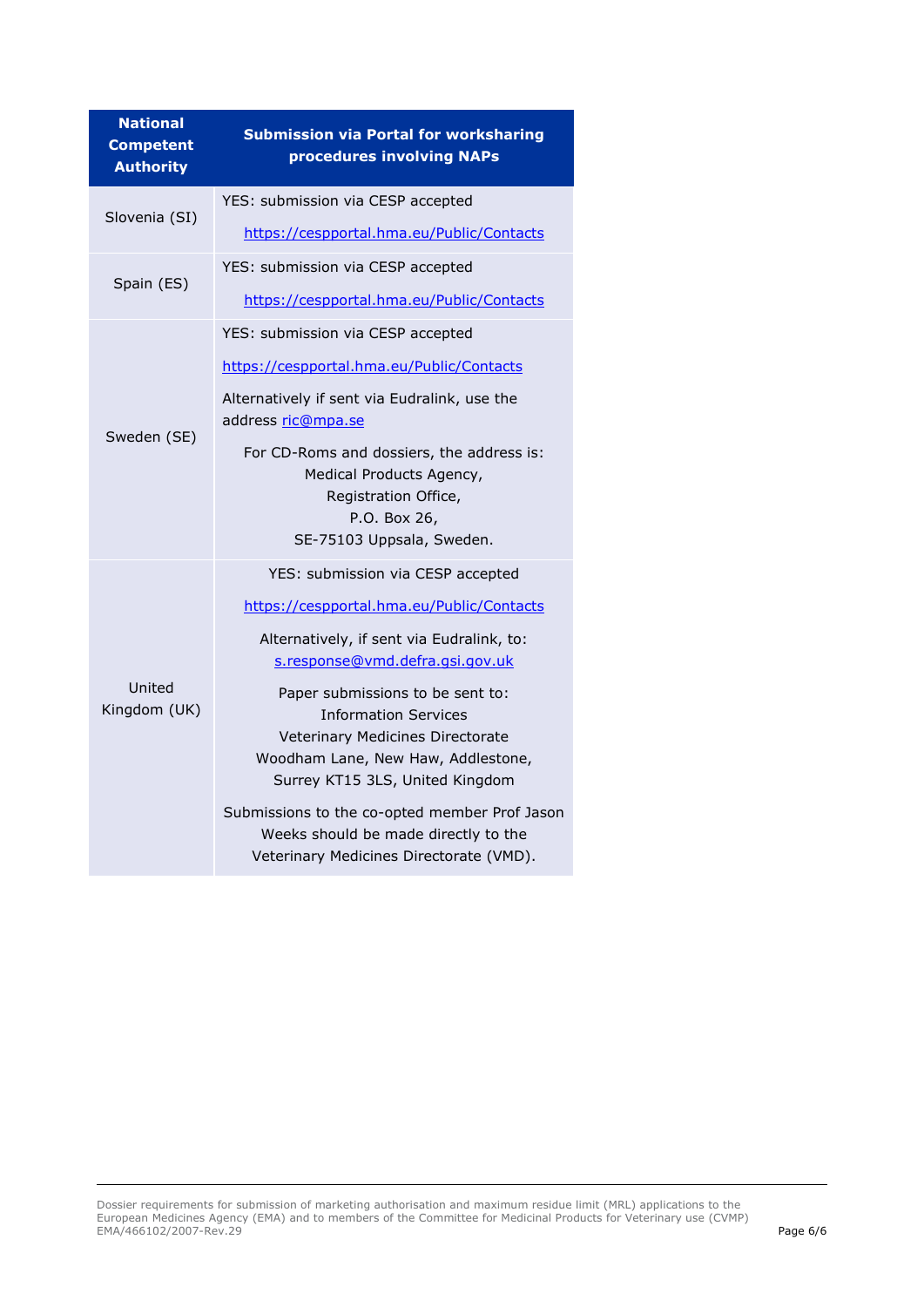| National Competent Authority | Submission via Portal for worksharing procedures involving NAPs |
|---|---|
| Slovenia (SI) | YES: submission via CESP accepted<br>https://cespportal.hma.eu/Public/Contacts |
| Spain (ES) | YES: submission via CESP accepted<br>https://cespportal.hma.eu/Public/Contacts |
| Sweden (SE) | YES: submission via CESP accepted<br>https://cespportal.hma.eu/Public/Contacts<br>Alternatively if sent via Eudralink, use the address ric@mpa.se<br>For CD-Roms and dossiers, the address is:<br>Medical Products Agency,<br>Registration Office,<br>P.O. Box 26,<br>SE-75103 Uppsala, Sweden. |
| United Kingdom (UK) | YES: submission via CESP accepted<br>https://cespportal.hma.eu/Public/Contacts<br>Alternatively, if sent via Eudralink, to:<br>s.response@vmd.defra.gsi.gov.uk<br>Paper submissions to be sent to:<br>Information Services<br>Veterinary Medicines Directorate<br>Woodham Lane, New Haw, Addlestone,<br>Surrey KT15 3LS, United Kingdom<br>Submissions to the co-opted member Prof Jason Weeks should be made directly to the Veterinary Medicines Directorate (VMD). |